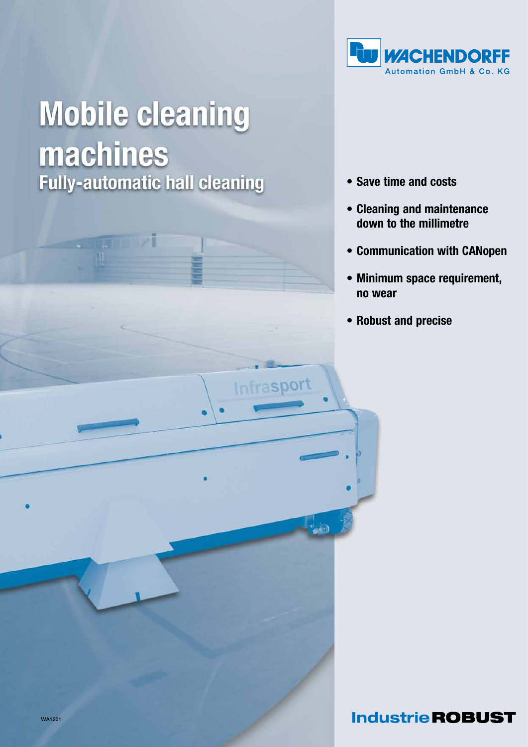WACHENDORFF
Automation GmbH & Co. KG

# Mobile cleaning machines

## Fully-automatic hall cleaning

- **Save time and costs**
- **Cleaning and maintenance down to the millimetre**
- **Communication with CANopen**
- **Minimum space requirement, no wear**
- **Robust and precise**

WA1201

**Industrie ROBUST**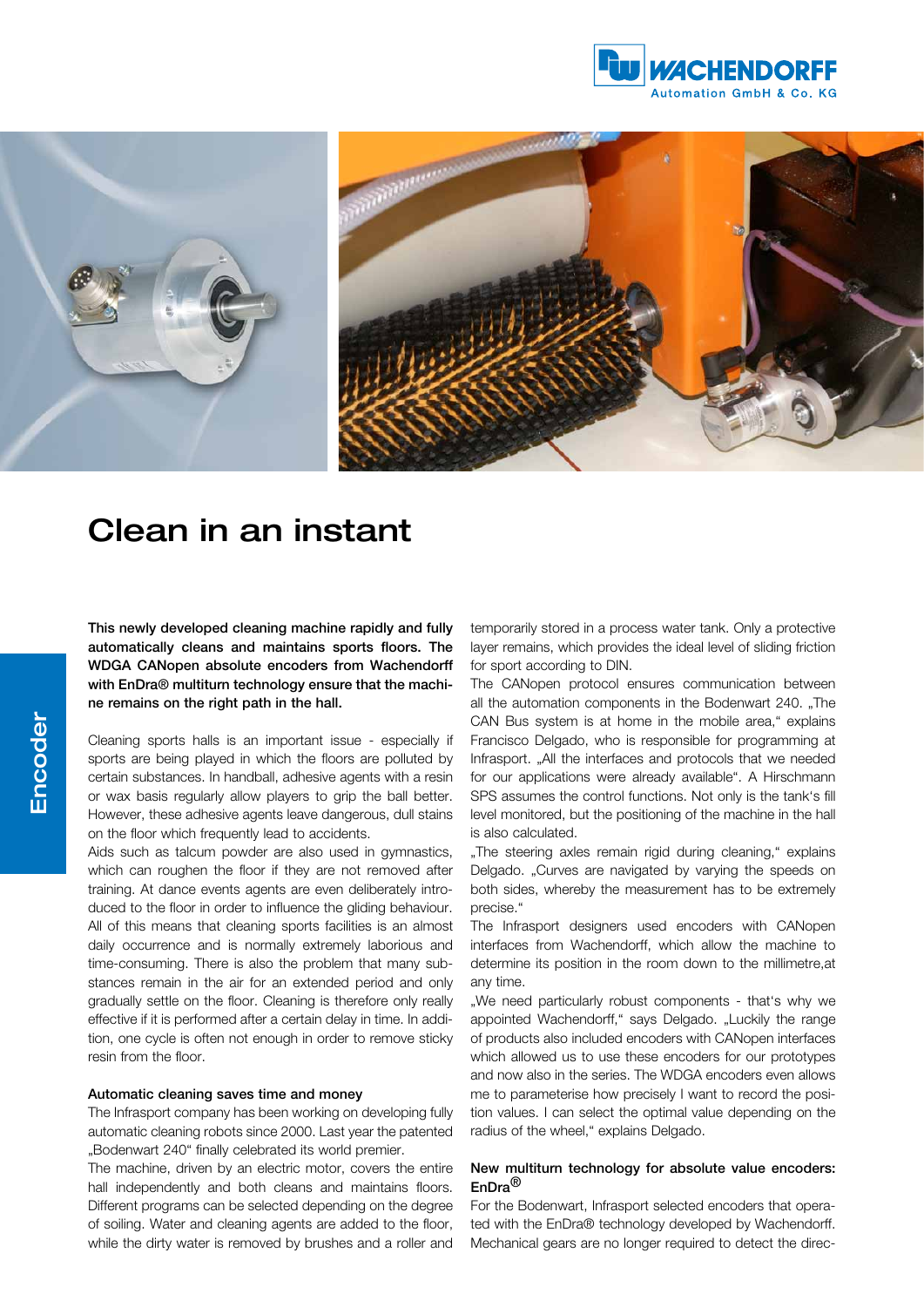# Clean in an instant

**This newly developed cleaning machine rapidly and fully automatically cleans and maintains sports floors. The WDGA CANopen absolute encoders from Wachendorff with EnDra® multiturn technology ensure that the machine remains on the right path in the hall.**

Cleaning sports halls is an important issue - especially if sports are being played in which the floors are polluted by certain substances. In handball, adhesive agents with a resin or wax basis regularly allow players to grip the ball better. However, these adhesive agents leave dangerous, dull stains on the floor which frequently lead to accidents.

Aids such as talcum powder are also used in gymnastics, which can roughen the floor if they are not removed after training. At dance events agents are even deliberately introduced to the floor in order to influence the gliding behaviour. All of this means that cleaning sports facilities is an almost daily occurrence and is normally extremely laborious and time-consuming. There is also the problem that many substances remain in the air for an extended period and only gradually settle on the floor. Cleaning is therefore only really effective if it is performed after a certain delay in time. In addition, one cycle is often not enough in order to remove sticky resin from the floor.

### Automatic cleaning saves time and money

The Infrasport company has been working on developing fully automatic cleaning robots since 2000. Last year the patented „Bodenwart 240" finally celebrated its world premier.

The machine, driven by an electric motor, covers the entire hall independently and both cleans and maintains floors. Different programs can be selected depending on the degree of soiling. Water and cleaning agents are added to the floor, while the dirty water is removed by brushes and a roller and temporarily stored in a process water tank. Only a protective layer remains, which provides the ideal level of sliding friction for sport according to DIN.

The CANopen protocol ensures communication between all the automation components in the Bodenwart 240. „The CAN Bus system is at home in the mobile area," explains Francisco Delgado, who is responsible for programming at Infrasport. „All the interfaces and protocols that we needed for our applications were already available". A Hirschmann SPS assumes the control functions. Not only is the tank's fill level monitored, but the positioning of the machine in the hall is also calculated.

„The steering axles remain rigid during cleaning," explains Delgado. „Curves are navigated by varying the speeds on both sides, whereby the measurement has to be extremely precise."

The Infrasport designers used encoders with CANopen interfaces from Wachendorff, which allow the machine to determine its position in the room down to the millimetre,at any time.

„We need particularly robust components - that's why we appointed Wachendorff," says Delgado. „Luckily the range of products also included encoders with CANopen interfaces which allowed us to use these encoders for our prototypes and now also in the series. The WDGA encoders even allows me to parameterise how precisely I want to record the position values. I can select the optimal value depending on the radius of the wheel," explains Delgado.

### New multiturn technology for absolute value encoders: EnDra®

For the Bodenwart, Infrasport selected encoders that operated with the EnDra® technology developed by Wachendorff. Mechanical gears are no longer required to detect the direc-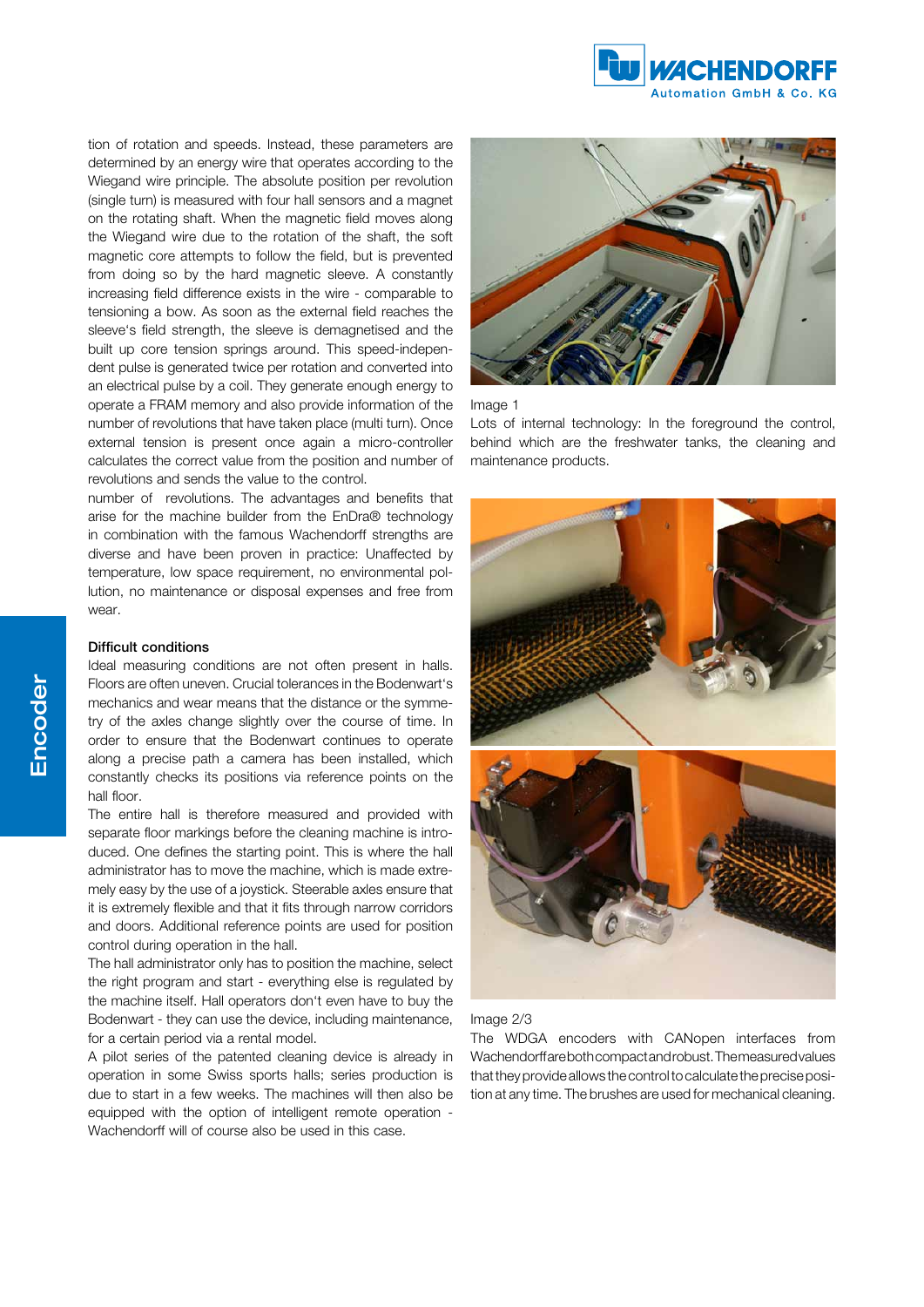tion of rotation and speeds. Instead, these parameters are determined by an energy wire that operates according to the Wiegand wire principle. The absolute position per revolution (single turn) is measured with four hall sensors and a magnet on the rotating shaft. When the magnetic field moves along the Wiegand wire due to the rotation of the shaft, the soft magnetic core attempts to follow the field, but is prevented from doing so by the hard magnetic sleeve. A constantly increasing field difference exists in the wire - comparable to tensioning a bow. As soon as the external field reaches the sleeve's field strength, the sleeve is demagnetised and the built up core tension springs around. This speed-independent pulse is generated twice per rotation and converted into an electrical pulse by a coil. They generate enough energy to operate a FRAM memory and also provide information of the number of revolutions that have taken place (multi turn). Once external tension is present once again a micro-controller calculates the correct value from the position and number of revolutions and sends the value to the control.

number of revolutions. The advantages and benefits that arise for the machine builder from the EnDra® technology in combination with the famous Wachendorff strengths are diverse and have been proven in practice: Unaffected by temperature, low space requirement, no environmental pollution, no maintenance or disposal expenses and free from wear.

### Difficult conditions

Ideal measuring conditions are not often present in halls. Floors are often uneven. Crucial tolerances in the Bodenwart's mechanics and wear means that the distance or the symmetry of the axles change slightly over the course of time. In order to ensure that the Bodenwart continues to operate along a precise path a camera has been installed, which constantly checks its positions via reference points on the hall floor.

The entire hall is therefore measured and provided with separate floor markings before the cleaning machine is introduced. One defines the starting point. This is where the hall administrator has to move the machine, which is made extremely easy by the use of a joystick. Steerable axes ensure that it is extremely flexible and that it fits through narrow corridors and doors. Additional reference points are used for position control during operation in the hall.

The hall administrator only has to position the machine, select the right program and start - everything else is regulated by the machine itself. Hall operators don't even have to buy the Bodenwart - they can use the device, including maintenance, for a certain period via a rental model.

A pilot series of the patented cleaning device is already in operation in some Swiss sports halls; series production is due to start in a few weeks. The machines will then also be equipped with the option of intelligent remote operation - Wachendorff will of course also be used in this case.

Image 1

Lots of internal technology: In the foreground the control, behind which are the freshwater tanks, the cleaning and maintenance products.

Image 2/3

The WDGA encoders with CANopen interfaces from Wachendorff are both compact and robust. The measured values that they provide allows the control to calculate the precise position at any time. The brushes are used for mechanical cleaning.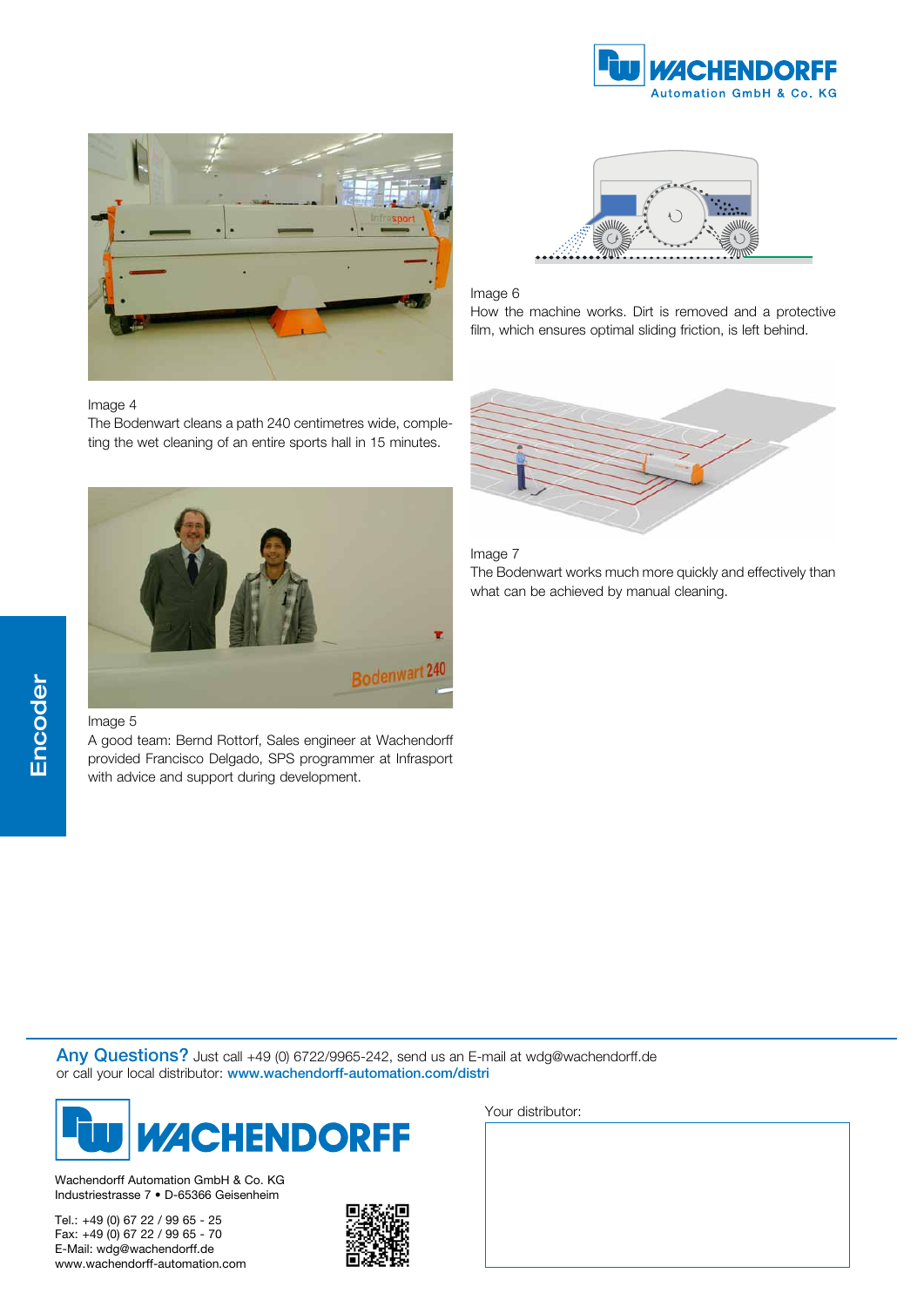Image 4
The Bodenwart cleans a path 240 centimetres wide, completing the wet cleaning of an entire sports hall in 15 minutes.

Image 5
A good team: Bernd Rottorf, Sales engineer at Wachendorff provided Francisco Delgado, SPS programmer at Infrasport with advice and support during development.

Image 6
How the machine works. Dirt is removed and a protective film, which ensures optimal sliding friction, is left behind.

Image 7
The Bodenwart works much more quickly and effectively than what can be achieved by manual cleaning.

**Any Questions?** Just call +49 (0) 6722/9965-242, send us an E-mail at wdg@wachendorff.de or call your local distributor: **www.wachendorff-automation.com/distri**

Wachendorff Automation GmbH & Co. KG
Industriestrasse 7 • D-65366 Geisenheim

Tel.: +49 (0) 67 22 / 99 65 - 25
Fax: +49 (0) 67 22 / 99 65 - 70
E-Mail: wdg@wachendorff.de
www.wachendorff-automation.com

Your distributor: